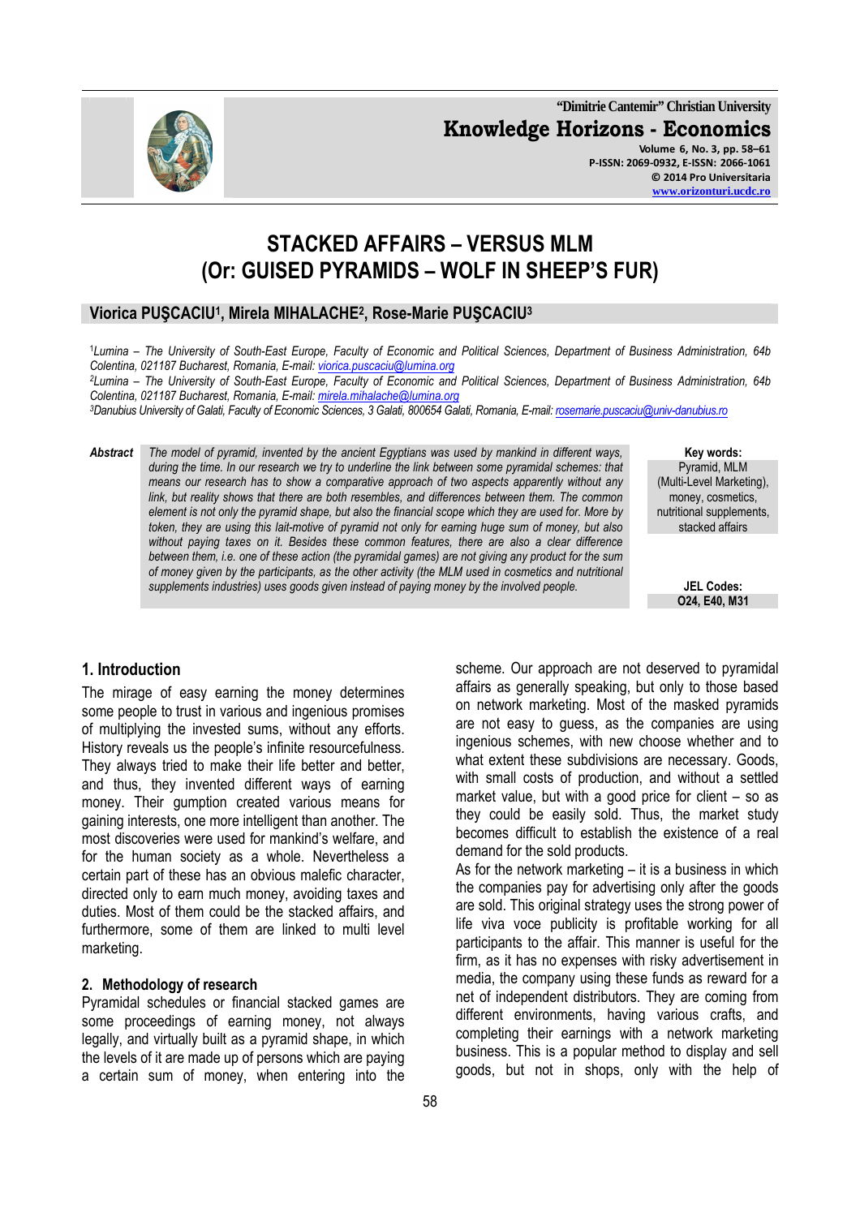# STACKED AFFAIRS – VERSUS MLM
# (Or: GUISED PYRAMIDS – WOLF IN SHEEP'S FUR)

**Viorica PUŞCACIU[1], Mirela MIHALACHE[2], Rose-Marie PUŞCACIU[3]**

[1]*Lumina – The University of South-East Europe, Faculty of Economic and Political Sciences, Department of Business Administration, 64b Colentina, 021187 Bucharest, Romania, E-mail: viorica.puscaciu@lumina.org*

[2]*Lumina – The University of South-East Europe, Faculty of Economic and Political Sciences, Department of Business Administration, 64b Colentina, 021187 Bucharest, Romania, E-mail: mirela.mihalache@lumina.org*

[3]*Danubius University of Galati, Faculty of Economic Sciences, 3 Galati, 800654 Galati, Romania, E-mail: rosemarie.puscaciu@univ-danubius.ro*

***Abstract*** *The model of pyramid, invented by the ancient Egyptians was used by mankind in different ways, during the time. In our research we try to underline the link between some pyramidal schemes: that means our research has to show a comparative approach of two aspects apparently without any link, but reality shows that there are both resembles, and differences between them. The common element is not only the pyramid shape, but also the financial scope which they are used for. More by token, they are using this lait-motive of pyramid not only for earning huge sum of money, but also without paying taxes on it. Besides these common features, there are also a clear difference between them, i.e. one of these action (the pyramidal games) are not giving any product for the sum of money given by the participants, as the other activity (the MLM used in cosmetics and nutritional supplements industries) uses goods given instead of paying money by the involved people.*

**Key words:** Pyramid, MLM (Multi-Level Marketing), money, cosmetics, nutritional supplements, stacked affairs

**JEL Codes:** O24, E40, M31

## 1. Introduction

The mirage of easy earning the money determines some people to trust in various and ingenious promises of multiplying the invested sums, without any efforts. History reveals us the people's infinite resourcefulness. They always tried to make their life better and better, and thus, they invented different ways of earning money. Their gumption created various means for gaining interests, one more intelligent than another. The most discoveries were used for mankind's welfare, and for the human society as a whole. Nevertheless a certain part of these has an obvious malefic character, directed only to earn much money, avoiding taxes and duties. Most of them could be the stacked affairs, and furthermore, some of them are linked to multi level marketing.

## 2. Methodology of research

Pyramidal schedules or financial stacked games are some proceedings of earning money, not always legally, and virtually built as a pyramid shape, in which the levels of it are made up of persons which are paying a certain sum of money, when entering into the scheme. Our approach are not deserved to pyramidal affairs as generally speaking, but only to those based on network marketing. Most of the masked pyramids are not easy to guess, as the companies are using ingenious schemes, with new choose whether and to what extent these subdivisions are necessary. Goods, with small costs of production, and without a settled market value, but with a good price for client – so as they could be easily sold. Thus, the market study becomes difficult to establish the existence of a real demand for the sold products.

As for the network marketing – it is a business in which the companies pay for advertising only after the goods are sold. This original strategy uses the strong power of life viva voce publicity is profitable working for all participants to the affair. This manner is useful for the firm, as it has no expenses with risky advertisement in media, the company using these funds as reward for a net of independent distributors. They are coming from different environments, having various crafts, and completing their earnings with a network marketing business. This is a popular method to display and sell goods, but not in shops, only with the help of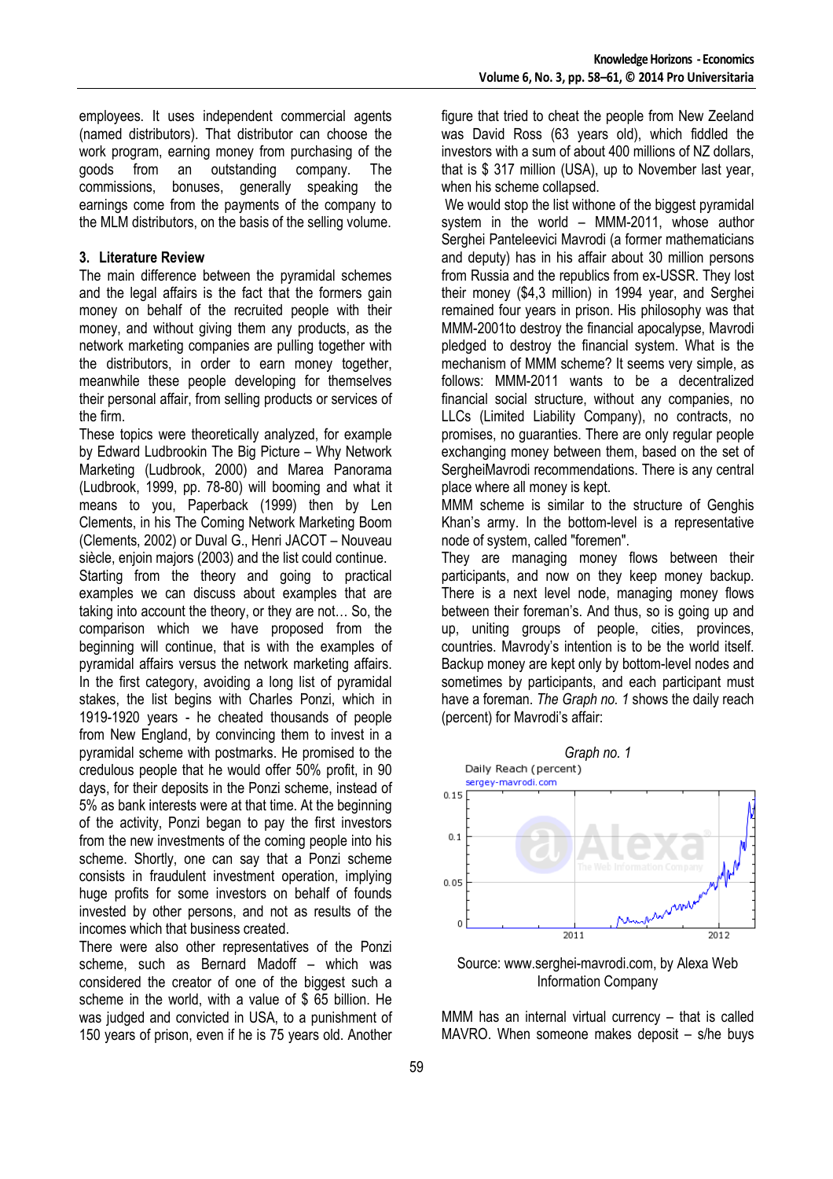employees. It uses independent commercial agents (named distributors). That distributor can choose the work program, earning money from purchasing of the goods from an outstanding company. The commissions, bonuses, generally speaking the earnings come from the payments of the company to the MLM distributors, on the basis of the selling volume.

## 3. Literature Review

The main difference between the pyramidal schemes and the legal affairs is the fact that the formers gain money on behalf of the recruited people with their money, and without giving them any products, as the network marketing companies are pulling together with the distributors, in order to earn money together, meanwhile these people developing for themselves their personal affair, from selling products or services of the firm.

These topics were theoretically analyzed, for example by Edward Ludbrookin The Big Picture – Why Network Marketing (Ludbrook, 2000) and Marea Panorama (Ludbrook, 1999, pp. 78-80) will booming and what it means to you, Paperback (1999) then by Len Clements, in his The Coming Network Marketing Boom (Clements, 2002) or Duval G., Henri JACOT – Nouveau siècle, enjoin majors (2003) and the list could continue.

Starting from the theory and going to practical examples we can discuss about examples that are taking into account the theory, or they are not… So, the comparison which we have proposed from the beginning will continue, that is with the examples of pyramidal affairs versus the network marketing affairs.

In the first category, avoiding a long list of pyramidal stakes, the list begins with Charles Ponzi, which in 1919-1920 years - he cheated thousands of people from New England, by convincing them to invest in a pyramidal scheme with postmarks. He promised to the credulous people that he would offer 50% profit, in 90 days, for their deposits in the Ponzi scheme, instead of 5% as bank interests were at that time. At the beginning of the activity, Ponzi began to pay the first investors from the new investments of the coming people into his scheme. Shortly, one can say that a Ponzi scheme consists in fraudulent investment operation, implying huge profits for some investors on behalf of founds invested by other persons, and not as results of the incomes which that business created.

There were also other representatives of the Ponzi scheme, such as Bernard Madoff – which was considered the creator of one of the biggest such a scheme in the world, with a value of $ 65 billion. He was judged and convicted in USA, to a punishment of 150 years of prison, even if he is 75 years old. Another figure that tried to cheat the people from New Zeeland was David Ross (63 years old), which fiddled the investors with a sum of about 400 millions of NZ dollars, that is $ 317 million (USA), up to November last year, when his scheme collapsed.

We would stop the list withone of the biggest pyramidal system in the world – MMM-2011, whose author Serghei Panteleevici Mavrodi (a former mathematicians and deputy) has in his affair about 30 million persons from Russia and the republics from ex-USSR. They lost their money ($4,3 million) in 1994 year, and Serghei remained four years in prison. His philosophy was that MMM-2001to destroy the financial apocalypse, Mavrodi pledged to destroy the financial system. What is the mechanism of MMM scheme? It seems very simple, as follows: MMM-2011 wants to be a decentralized financial social structure, without any companies, no LLCs (Limited Liability Company), no contracts, no promises, no guaranties. There are only regular people exchanging money between them, based on the set of SergheiMavrodi recommendations. There is any central place where all money is kept.

MMM scheme is similar to the structure of Genghis Khan's army. In the bottom-level is a representative node of system, called "foremen".

They are managing money flows between their participants, and now on they keep money backup. There is a next level node, managing money flows between their foreman's. And thus, so is going up and up, uniting groups of people, cities, provinces, countries. Mavrody's intention is to be the world itself. Backup money are kept only by bottom-level nodes and sometimes by participants, and each participant must have a foreman. *The Graph no. 1* shows the daily reach (percent) for Mavrodi's affair:

*Graph no. 1*

Daily Reach (percent)
sergey-mavrodi.com

Source: www.serghei-mavrodi.com, by Alexa Web Information Company

MMM has an internal virtual currency – that is called MAVRO. When someone makes deposit – s/he buys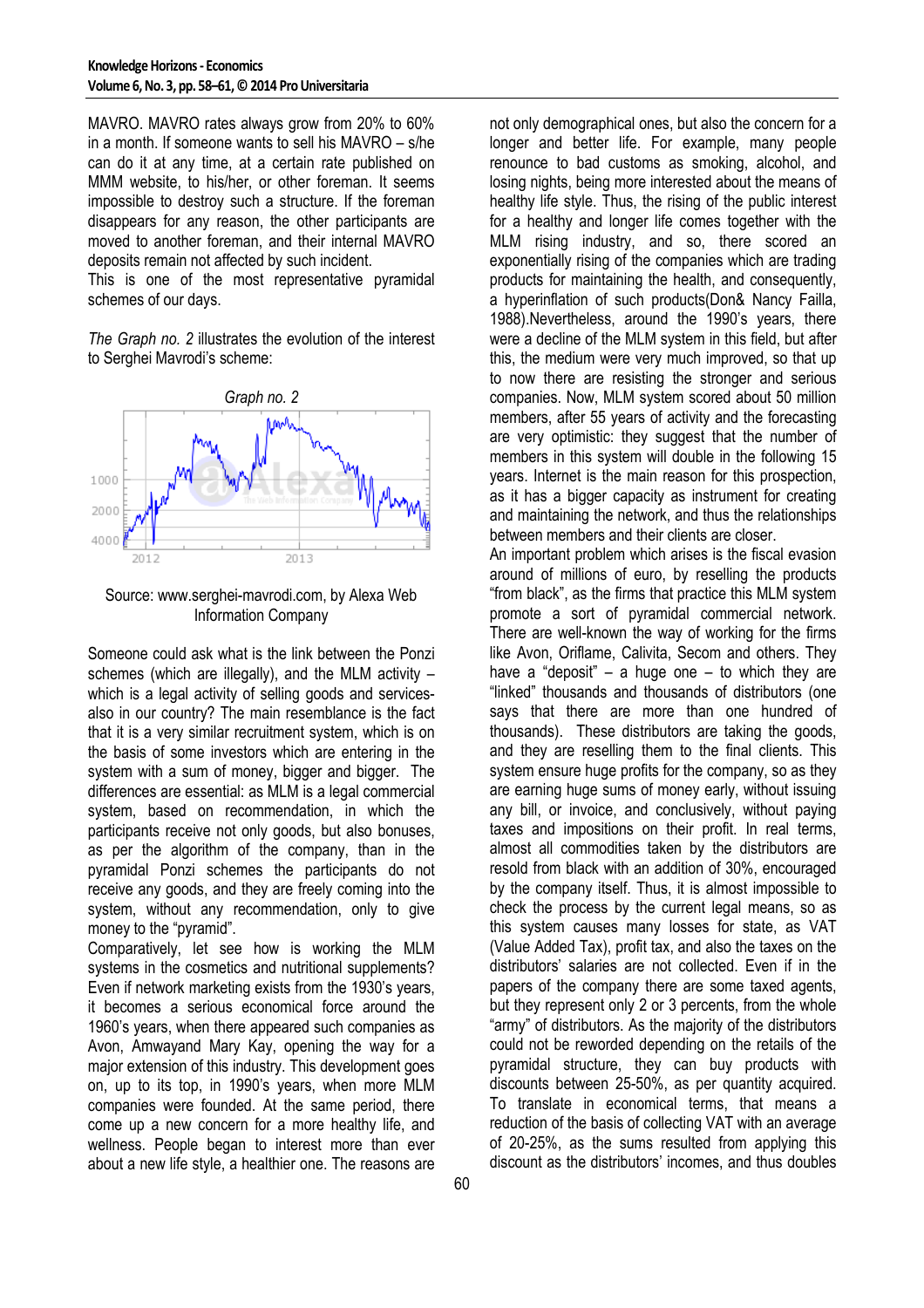MAVRO. MAVRO rates always grow from 20% to 60% in a month. If someone wants to sell his MAVRO – s/he can do it at any time, at a certain rate published on MMM website, to his/her, or other foreman. It seems impossible to destroy such a structure. If the foreman disappears for any reason, the other participants are moved to another foreman, and their internal MAVRO deposits remain not affected by such incident.
This is one of the most representative pyramidal schemes of our days.

*The Graph no. 2* illustrates the evolution of the interest to Serghei Mavrodi's scheme:

*Graph no. 2*

Source: www.serghei-mavrodi.com, by Alexa Web Information Company

Someone could ask what is the link between the Ponzi schemes (which are illegally), and the MLM activity – which is a legal activity of selling goods and services-also in our country? The main resemblance is the fact that it is a very similar recruitment system, which is on the basis of some investors which are entering in the system with a sum of money, bigger and bigger. The differences are essential: as MLM is a legal commercial system, based on recommendation, in which the participants receive not only goods, but also bonuses, as per the algorithm of the company, than in the pyramidal Ponzi schemes the participants do not receive any goods, and they are freely coming into the system, without any recommendation, only to give money to the "pyramid".
Comparatively, let see how is working the MLM systems in the cosmetics and nutritional supplements? Even if network marketing exists from the 1930's years, it becomes a serious economical force around the 1960's years, when there appeared such companies as Avon, Amwayand Mary Kay, opening the way for a major extension of this industry. This development goes on, up to its top, in 1990's years, when more MLM companies were founded. At the same period, there come up a new concern for a more healthy life, and wellness. People began to interest more than ever about a new life style, a healthier one. The reasons are not only demographical ones, but also the concern for a longer and better life. For example, many people renounce to bad customs as smoking, alcohol, and losing nights, being more interested about the means of healthy life style. Thus, the rising of the public interest for a healthy and longer life comes together with the MLM rising industry, and so, there scored an exponentially rising of the companies which are trading products for maintaining the health, and consequently, a hyperinflation of such products(Don& Nancy Failla, 1988).Nevertheless, around the 1990's years, there were a decline of the MLM system in this field, but after this, the medium were very much improved, so that up to now there are resisting the stronger and serious companies. Now, MLM system scored about 50 million members, after 55 years of activity and the forecasting are very optimistic: they suggest that the number of members in this system will double in the following 15 years. Internet is the main reason for this prospection, as it has a bigger capacity as instrument for creating and maintaining the network, and thus the relationships between members and their clients are closer.
An important problem which arises is the fiscal evasion around of millions of euro, by reselling the products "from black", as the firms that practice this MLM system promote a sort of pyramidal commercial network. There are well-known the way of working for the firms like Avon, Oriflame, Calivita, Secom and others. They have a "deposit" – a huge one – to which they are "linked" thousands and thousands of distributors (one says that there are more than one hundred of thousands). These distributors are taking the goods, and they are reselling them to the final clients. This system ensure huge profits for the company, so as they are earning huge sums of money early, without issuing any bill, or invoice, and conclusively, without paying taxes and impositions on their profit. In real terms, almost all commodities taken by the distributors are resold from black with an addition of 30%, encouraged by the company itself. Thus, it is almost impossible to check the process by the current legal means, so as this system causes many losses for state, as VAT (Value Added Tax), profit tax, and also the taxes on the distributors' salaries are not collected. Even if in the papers of the company there are some taxed agents, but they represent only 2 or 3 percents, from the whole "army" of distributors. As the majority of the distributors could not be reworded depending on the retails of the pyramidal structure, they can buy products with discounts between 25-50%, as per quantity acquired. To translate in economical terms, that means a reduction of the basis of collecting VAT with an average of 20-25%, as the sums resulted from applying this discount as the distributors' incomes, and thus doubles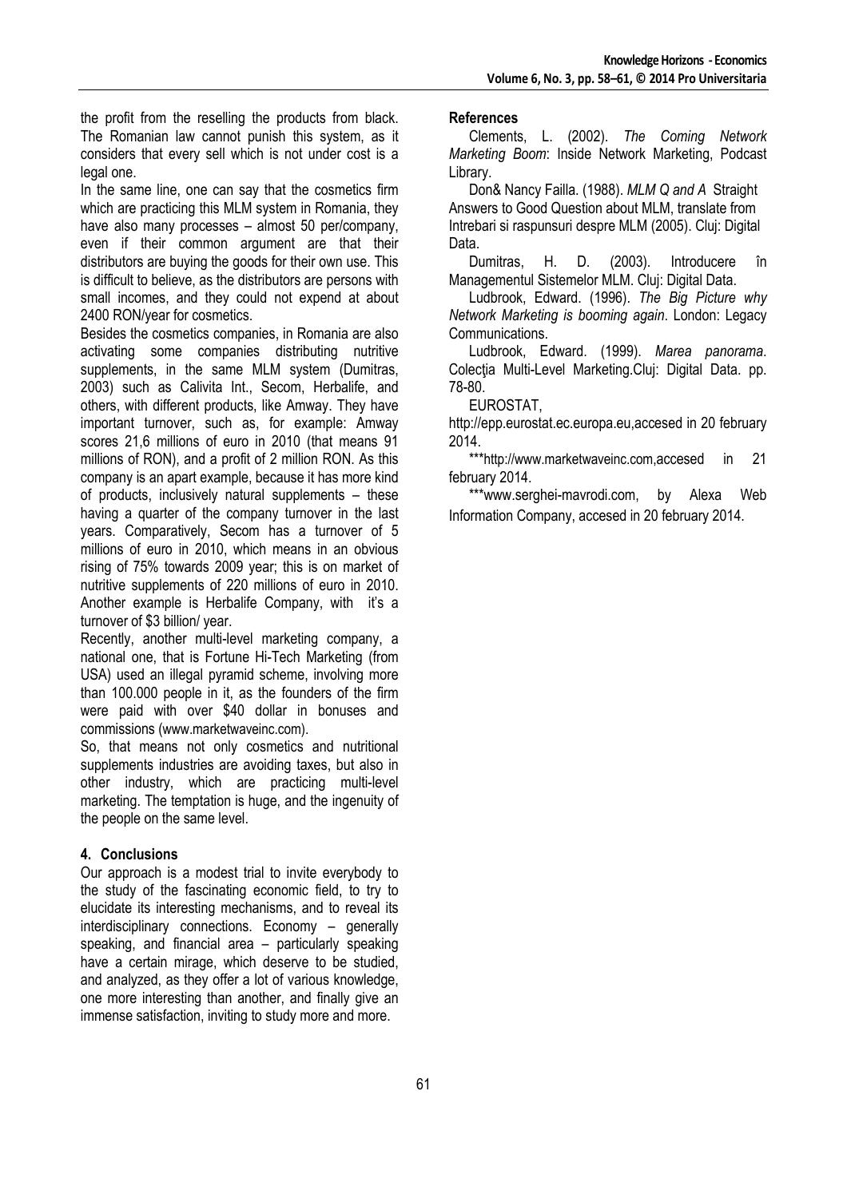the profit from the reselling the products from black. The Romanian law cannot punish this system, as it considers that every sell which is not under cost is a legal one.

In the same line, one can say that the cosmetics firm which are practicing this MLM system in Romania, they have also many processes – almost 50 per/company, even if their common argument are that their distributors are buying the goods for their own use. This is difficult to believe, as the distributors are persons with small incomes, and they could not expend at about 2400 RON/year for cosmetics.

Besides the cosmetics companies, in Romania are also activating some companies distributing nutritive supplements, in the same MLM system (Dumitras, 2003) such as Calivita Int., Secom, Herbalife, and others, with different products, like Amway. They have important turnover, such as, for example: Amway scores 21,6 millions of euro in 2010 (that means 91 millions of RON), and a profit of 2 million RON. As this company is an apart example, because it has more kind of products, inclusively natural supplements – these having a quarter of the company turnover in the last years. Comparatively, Secom has a turnover of 5 millions of euro in 2010, which means in an obvious rising of 75% towards 2009 year; this is on market of nutritive supplements of 220 millions of euro in 2010. Another example is Herbalife Company, with it's a turnover of $3 billion/ year.

Recently, another multi-level marketing company, a national one, that is Fortune Hi-Tech Marketing (from USA) used an illegal pyramid scheme, involving more than 100.000 people in it, as the founders of the firm were paid with over $40 dollar in bonuses and commissions (www.marketwaveinc.com).

So, that means not only cosmetics and nutritional supplements industries are avoiding taxes, but also in other industry, which are practicing multi-level marketing. The temptation is huge, and the ingenuity of the people on the same level.

## 4. Conclusions

Our approach is a modest trial to invite everybody to the study of the fascinating economic field, to try to elucidate its interesting mechanisms, and to reveal its interdisciplinary connections. Economy – generally speaking, and financial area – particularly speaking have a certain mirage, which deserve to be studied, and analyzed, as they offer a lot of various knowledge, one more interesting than another, and finally give an immense satisfaction, inviting to study more and more.

## References

Clements, L. (2002). *The Coming Network Marketing Boom*: Inside Network Marketing, Podcast Library.

Don& Nancy Failla. (1988). *MLM Q and A* Straight Answers to Good Question about MLM, translate from Intrebari si raspunsuri despre MLM (2005). Cluj: Digital Data.

Dumitras, H. D. (2003). Introducere în Managementul Sistemelor MLM. Cluj: Digital Data.

Ludbrook, Edward. (1996). *The Big Picture why Network Marketing is booming again*. London: Legacy Communications.

Ludbrook, Edward. (1999). *Marea panorama*. Colecţia Multi-Level Marketing.Cluj: Digital Data. pp. 78-80.

EUROSTAT, http://epp.eurostat.ec.europa.eu,accesed in 20 february 2014.

***http://www.marketwaveinc.com,accesed in 21 february 2014.

***www.serghei-mavrodi.com, by Alexa Web Information Company, accesed in 20 february 2014.